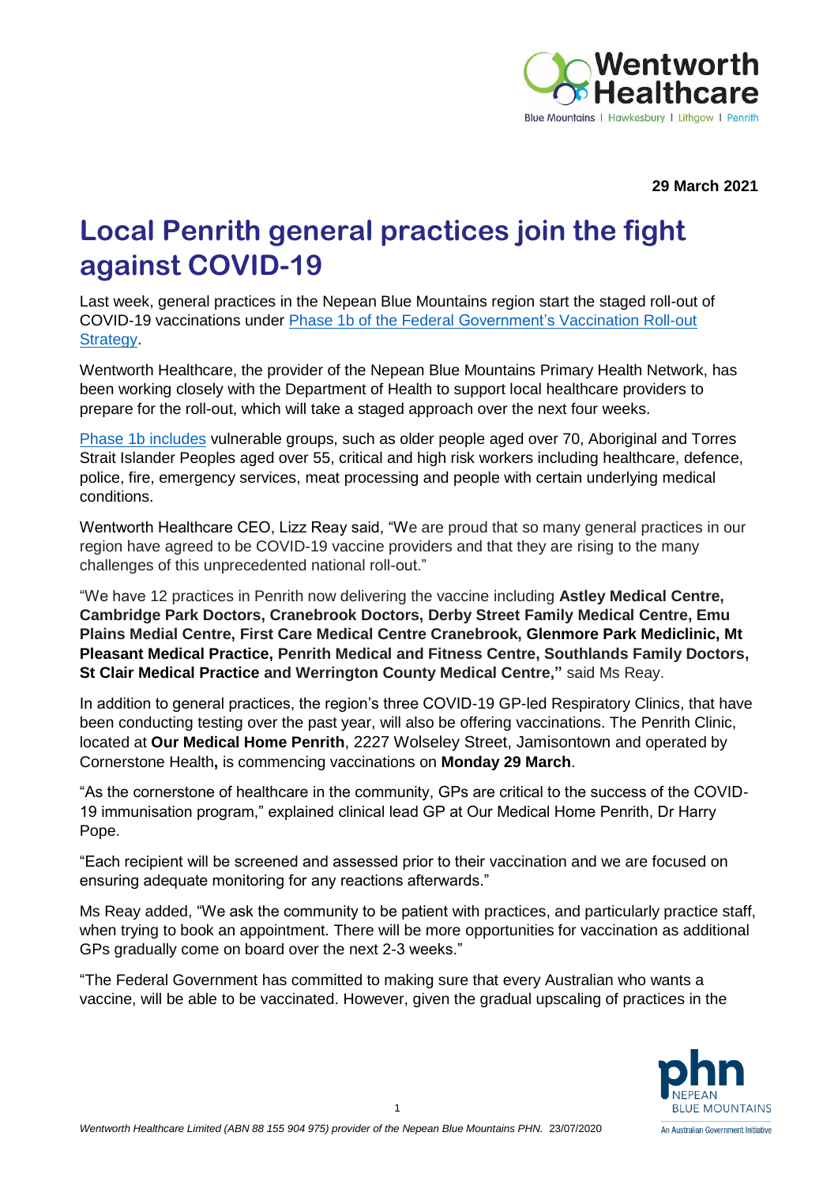**29 March 2021**

# Local Penrith general practices join the fight against COVID-19

Last week, general practices in the Nepean Blue Mountains region start the staged roll-out of COVID-19 vaccinations under [Phase 1b of the Federal Government's Vaccination Roll-out Strategy](#).

Wentworth Healthcare, the provider of the Nepean Blue Mountains Primary Health Network, has been working closely with the Department of Health to support local healthcare providers to prepare for the roll-out, which will take a staged approach over the next four weeks.

[Phase 1b includes](#) vulnerable groups, such as older people aged over 70, Aboriginal and Torres Strait Islander Peoples aged over 55, critical and high risk workers including healthcare, defence, police, fire, emergency services, meat processing and people with certain underlying medical conditions.

Wentworth Healthcare CEO, Lizz Reay said, "We are proud that so many general practices in our region have agreed to be COVID-19 vaccine providers and that they are rising to the many challenges of this unprecedented national roll-out."

"We have 12 practices in Penrith now delivering the vaccine including **Astley Medical Centre, Cambridge Park Doctors, Cranebrook Doctors, Derby Street Family Medical Centre, Emu Plains Medial Centre, First Care Medical Centre Cranebrook, Glenmore Park Mediclinic, Mt Pleasant Medical Practice, Penrith Medical and Fitness Centre, Southlands Family Doctors, St Clair Medical Practice** and **Werrington County Medical Centre,"** said Ms Reay.

In addition to general practices, the region's three COVID-19 GP-led Respiratory Clinics, that have been conducting testing over the past year, will also be offering vaccinations. The Penrith Clinic, located at **Our Medical Home Penrith**, 2227 Wolseley Street, Jamisontown and operated by Cornerstone Health**,** is commencing vaccinations on **Monday 29 March**.

"As the cornerstone of healthcare in the community, GPs are critical to the success of the COVID-19 immunisation program," explained clinical lead GP at Our Medical Home Penrith, Dr Harry Pope.

"Each recipient will be screened and assessed prior to their vaccination and we are focused on ensuring adequate monitoring for any reactions afterwards."

Ms Reay added, "We ask the community to be patient with practices, and particularly practice staff, when trying to book an appointment. There will be more opportunities for vaccination as additional GPs gradually come on board over the next 2-3 weeks."

"The Federal Government has committed to making sure that every Australian who wants a vaccine, will be able to be vaccinated. However, given the gradual upscaling of practices in the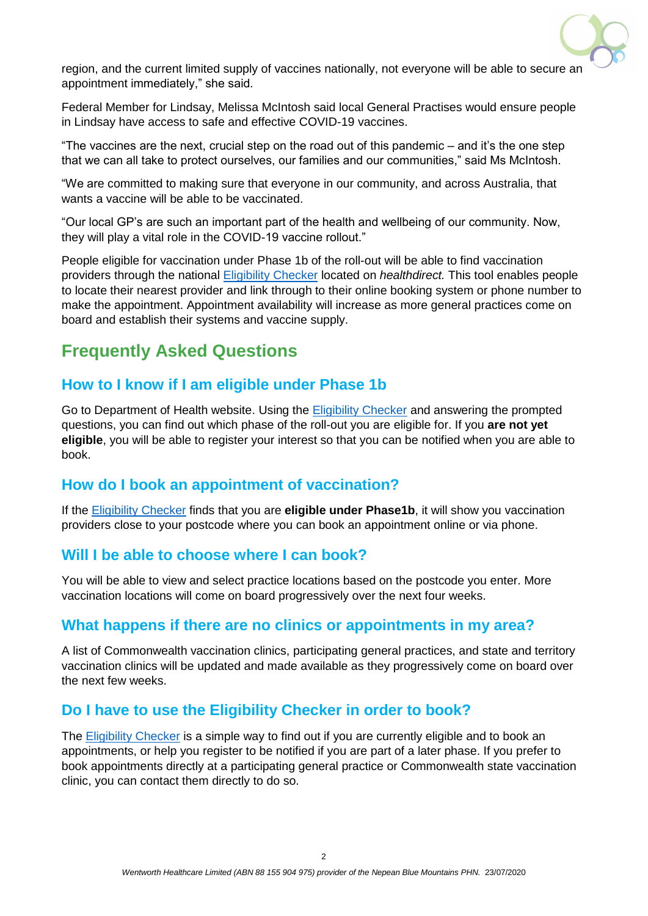region, and the current limited supply of vaccines nationally, not everyone will be able to secure an appointment immediately," she said.

Federal Member for Lindsay, Melissa McIntosh said local General Practises would ensure people in Lindsay have access to safe and effective COVID-19 vaccines.

"The vaccines are the next, crucial step on the road out of this pandemic – and it's the one step that we can all take to protect ourselves, our families and our communities," said Ms McIntosh.

"We are committed to making sure that everyone in our community, and across Australia, that wants a vaccine will be able to be vaccinated.

"Our local GP's are such an important part of the health and wellbeing of our community. Now, they will play a vital role in the COVID-19 vaccine rollout."

People eligible for vaccination under Phase 1b of the roll-out will be able to find vaccination providers through the national Eligibility Checker located on *healthdirect.* This tool enables people to locate their nearest provider and link through to their online booking system or phone number to make the appointment. Appointment availability will increase as more general practices come on board and establish their systems and vaccine supply.

## Frequently Asked Questions

### How to I know if I am eligible under Phase 1b

Go to Department of Health website. Using the Eligibility Checker and answering the prompted questions, you can find out which phase of the roll-out you are eligible for. If you **are not yet eligible**, you will be able to register your interest so that you can be notified when you are able to book.

### How do I book an appointment of vaccination?

If the Eligibility Checker finds that you are **eligible under Phase1b**, it will show you vaccination providers close to your postcode where you can book an appointment online or via phone.

### Will I be able to choose where I can book?

You will be able to view and select practice locations based on the postcode you enter. More vaccination locations will come on board progressively over the next four weeks.

### What happens if there are no clinics or appointments in my area?

A list of Commonwealth vaccination clinics, participating general practices, and state and territory vaccination clinics will be updated and made available as they progressively come on board over the next few weeks.

### Do I have to use the Eligibility Checker in order to book?

The Eligibility Checker is a simple way to find out if you are currently eligible and to book an appointments, or help you register to be notified if you are part of a later phase. If you prefer to book appointments directly at a participating general practice or Commonwealth state vaccination clinic, you can contact them directly to do so.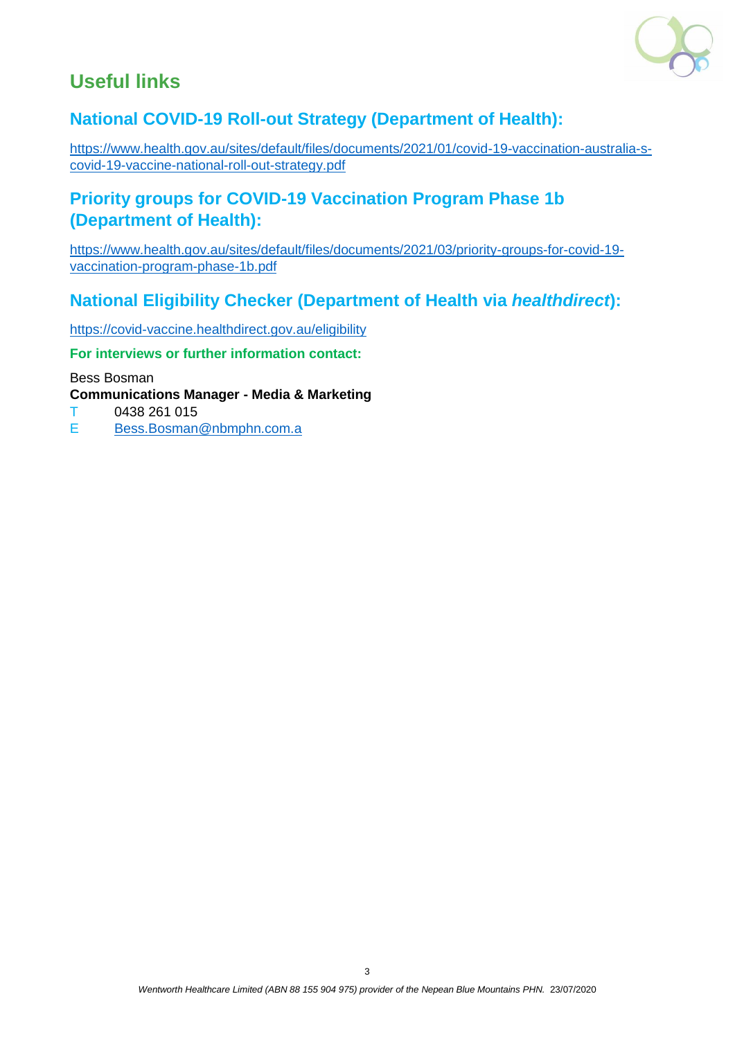## Useful links

### National COVID-19 Roll-out Strategy (Department of Health):

https://www.health.gov.au/sites/default/files/documents/2021/01/covid-19-vaccination-australia-s-covid-19-vaccine-national-roll-out-strategy.pdf

### Priority groups for COVID-19 Vaccination Program Phase 1b (Department of Health):

https://www.health.gov.au/sites/default/files/documents/2021/03/priority-groups-for-covid-19-vaccination-program-phase-1b.pdf

### National Eligibility Checker (Department of Health via *healthdirect*):

https://covid-vaccine.healthdirect.gov.au/eligibility

**For interviews or further information contact:**

Bess Bosman
**Communications Manager - Media & Marketing**
T 0438 261 015
E Bess.Bosman@nbmphn.com.a

*Wentworth Healthcare Limited (ABN 88 155 904 975) provider of the Nepean Blue Mountains PHN.* 23/07/2020